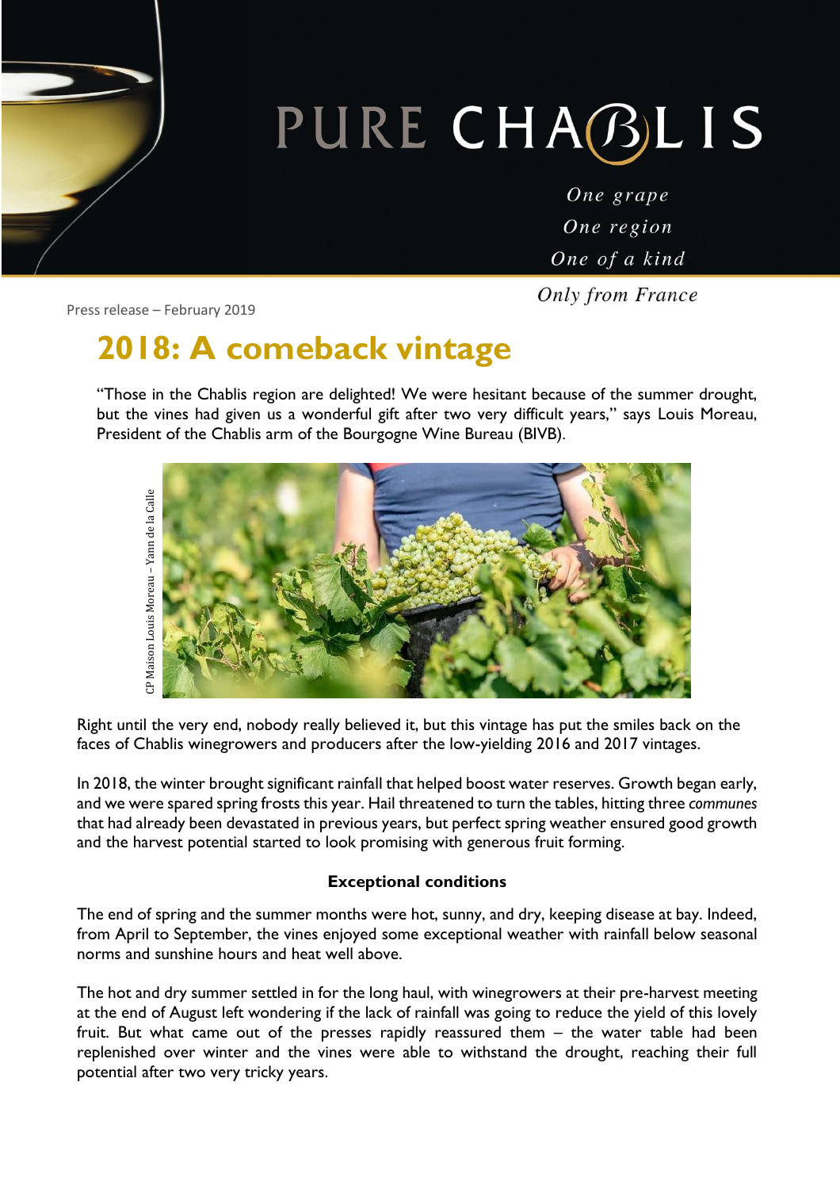PURE CHABLIS

*One grape*
*One region*
*One of a kind*
*Only from France*

Press release – February 2019

# 2018: A comeback vintage

"Those in the Chablis region are delighted! We were hesitant because of the summer drought, but the vines had given us a wonderful gift after two very difficult years," says Louis Moreau, President of the Chablis arm of the Bourgogne Wine Bureau (BIVB).

CP Maison Louis Moreau – Yann de la Calle

Right until the very end, nobody really believed it, but this vintage has put the smiles back on the faces of Chablis winegrowers and producers after the low-yielding 2016 and 2017 vintages.

In 2018, the winter brought significant rainfall that helped boost water reserves. Growth began early, and we were spared spring frosts this year. Hail threatened to turn the tables, hitting three *communes* that had already been devastated in previous years, but perfect spring weather ensured good growth and the harvest potential started to look promising with generous fruit forming.

**Exceptional conditions**

The end of spring and the summer months were hot, sunny, and dry, keeping disease at bay. Indeed, from April to September, the vines enjoyed some exceptional weather with rainfall below seasonal norms and sunshine hours and heat well above.

The hot and dry summer settled in for the long haul, with winegrowers at their pre-harvest meeting at the end of August left wondering if the lack of rainfall was going to reduce the yield of this lovely fruit. But what came out of the presses rapidly reassured them – the water table had been replenished over winter and the vines were able to withstand the drought, reaching their full potential after two very tricky years.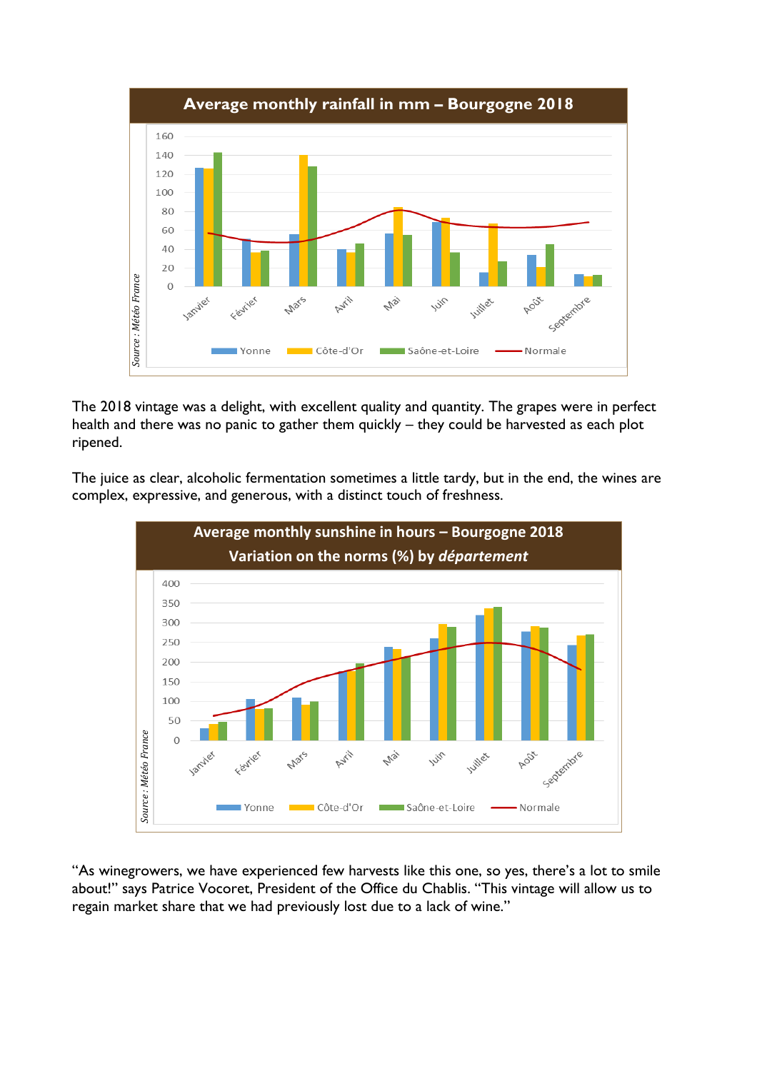**Average monthly rainfall in mm – Bourgogne 2018**

*Source : Météo France*

Legend: Yonne, Côte-d'Or, Saône-et-Loire, Normale

The 2018 vintage was a delight, with excellent quality and quantity. The grapes were in perfect health and there was no panic to gather them quickly – they could be harvested as each plot ripened.

The juice as clear, alcoholic fermentation sometimes a little tardy, but in the end, the wines are complex, expressive, and generous, with a distinct touch of freshness.

**Average monthly sunshine in hours – Bourgogne 2018**
**Variation on the norms (%) by *département***

*Source : Météo France*

Legend: Yonne, Côte-d'Or, Saône-et-Loire, Normale

"As winegrowers, we have experienced few harvests like this one, so yes, there's a lot to smile about!" says Patrice Vocoret, President of the Office du Chablis. "This vintage will allow us to regain market share that we had previously lost due to a lack of wine."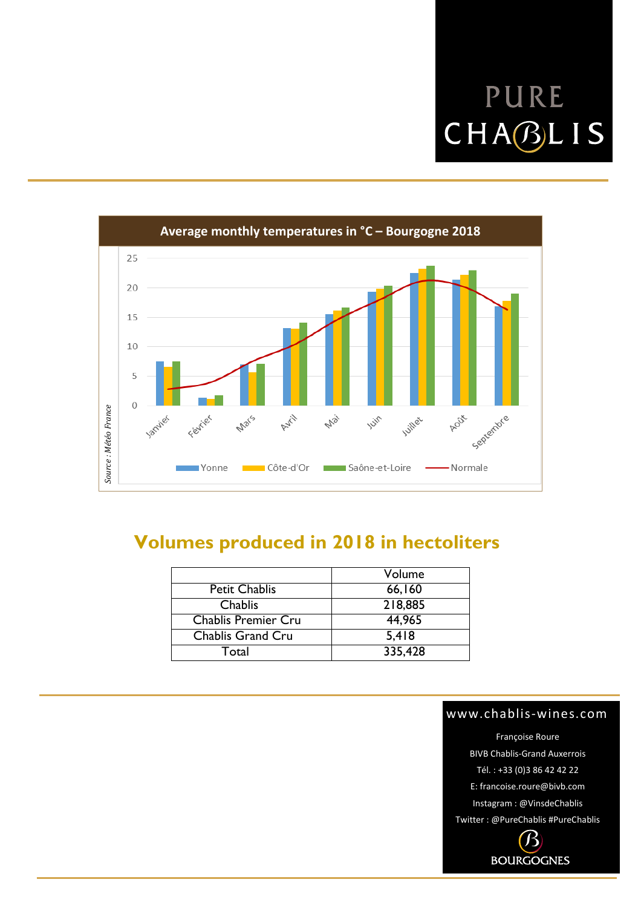PURE CHABLIS

Average monthly temperatures in °C – Bourgogne 2018

25
20
15
10
5
0

Janvier
Février
Mars
Avril
Mai
Juin
Juillet
Août
Septembre

Yonne
Côte-d'Or
Saône-et-Loire
Normale

Source : Météo France

## Volumes produced in 2018 in hectoliters

| | Volume |
|---|---|
| Petit Chablis | 66,160 |
| Chablis | 218,885 |
| Chablis Premier Cru | 44,965 |
| Chablis Grand Cru | 5,418 |
| Total | 335,428 |

www.chablis-wines.com

Françoise Roure

BIVB Chablis-Grand Auxerrois

Tél. : +33 (0)3 86 42 42 22

E: francoise.roure@bivb.com

Instagram : @VinsdeChablis

Twitter : @PureChablis #PureChablis

BOURGOGNES